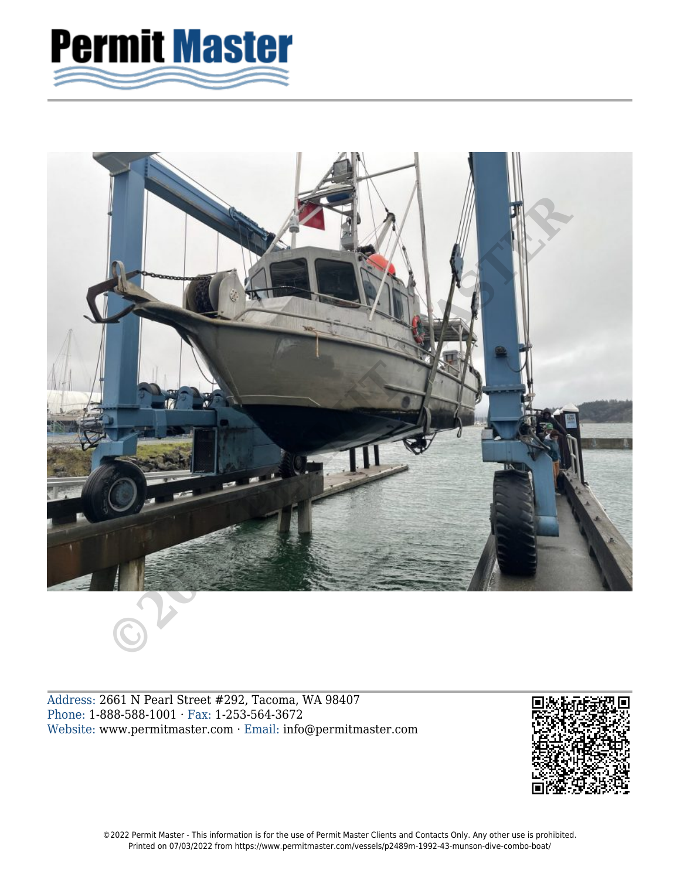Permit Master

Address: 2661 N Pearl Street #292, Tacoma, WA 98407
Phone: 1-888-588-1001 · Fax: 1-253-564-3672
Website: www.permitmaster.com · Email: info@permitmaster.com

©2022 Permit Master - This information is for the use of Permit Master Clients and Contacts Only. Any other use is prohibited.
Printed on 07/03/2022 from https://www.permitmaster.com/vessels/p2489m-1992-43-munson-dive-combo-boat/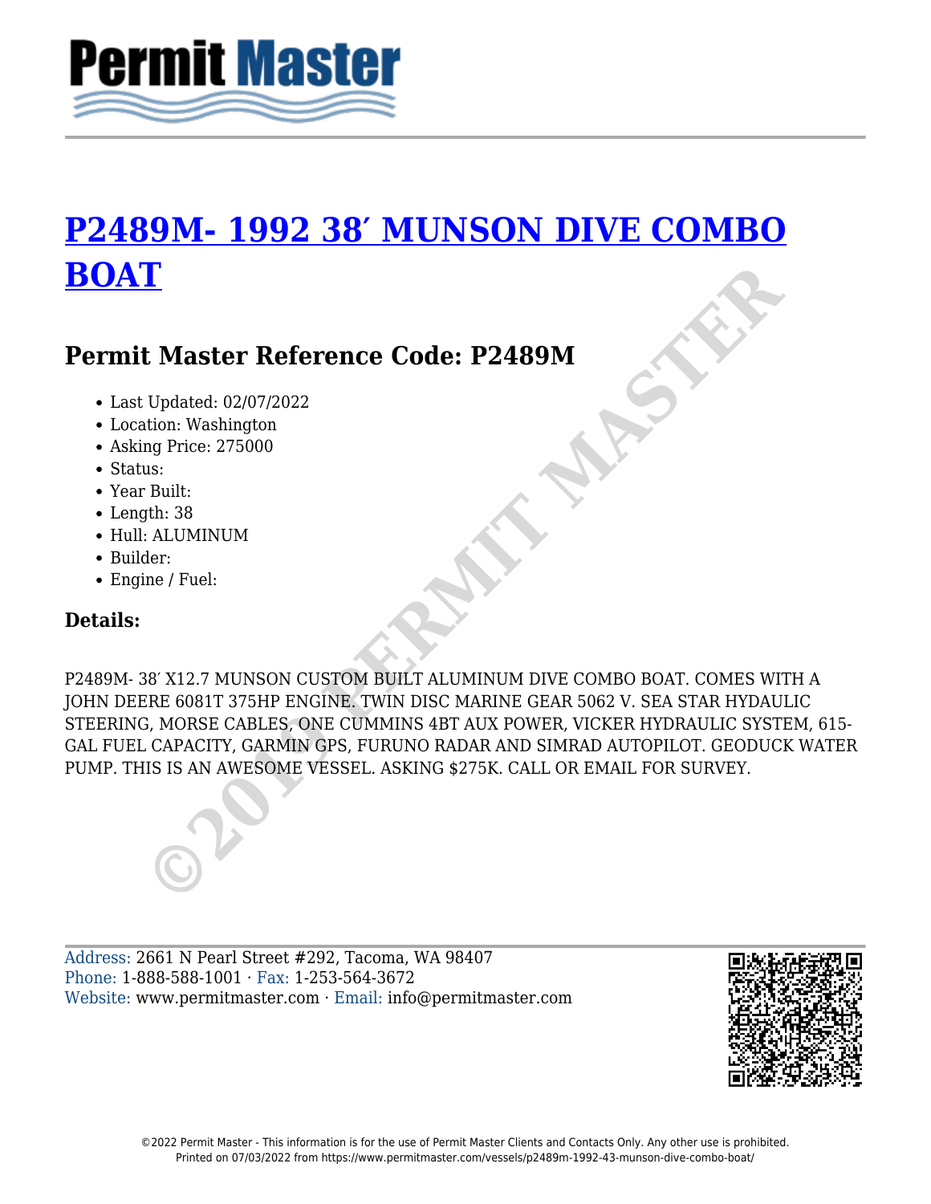# P2489M- 1992 38′ MUNSON DIVE COMBO BOAT

## Permit Master Reference Code: P2489M

- Last Updated: 02/07/2022
- Location: Washington
- Asking Price: 275000
- Status:
- Year Built:
- Length: 38
- Hull: ALUMINUM
- Builder:
- Engine / Fuel:

### Details:

P2489M- 38′ X12.7 MUNSON CUSTOM BUILT ALUMINUM DIVE COMBO BOAT. COMES WITH A JOHN DEERE 6081T 375HP ENGINE. TWIN DISC MARINE GEAR 5062 V. SEA STAR HYDAULIC STEERING, MORSE CABLES, ONE CUMMINS 4BT AUX POWER, VICKER HYDRAULIC SYSTEM, 615-GAL FUEL CAPACITY, GARMIN GPS, FURUNO RADAR AND SIMRAD AUTOPILOT. GEODUCK WATER PUMP. THIS IS AN AWESOME VESSEL. ASKING $275K. CALL OR EMAIL FOR SURVEY.

Address: 2661 N Pearl Street #292, Tacoma, WA 98407
Phone: 1-888-588-1001 · Fax: 1-253-564-3672
Website: www.permitmaster.com · Email: info@permitmaster.com